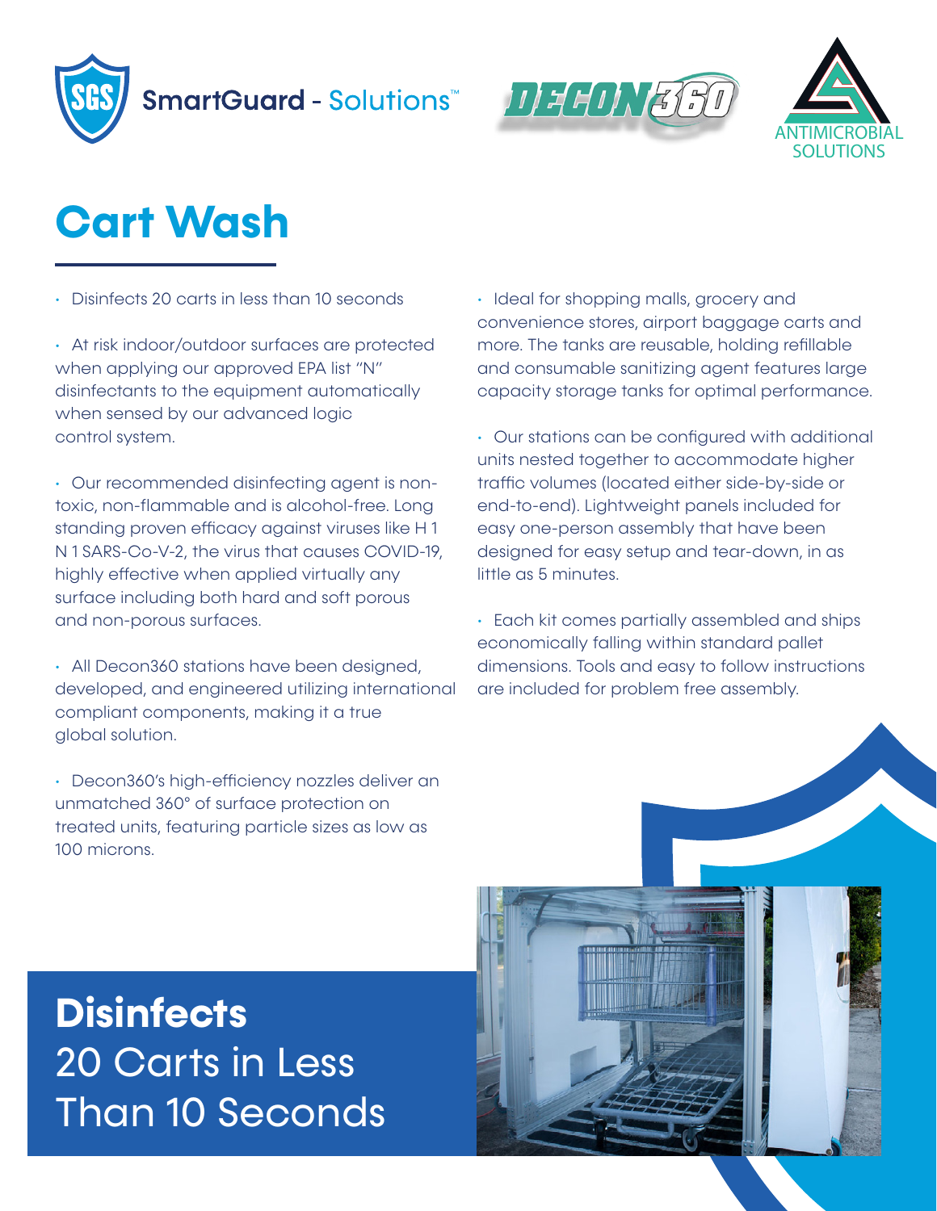SmartGuard - Solutions™

DECON360

ANTIMICROBIAL SOLUTIONS

# Cart Wash

- Disinfects 20 carts in less than 10 seconds

- At risk indoor/outdoor surfaces are protected when applying our approved EPA list "N" disinfectants to the equipment automatically when sensed by our advanced logic control system.

- Our recommended disinfecting agent is non-toxic, non-flammable and is alcohol-free. Long standing proven efficacy against viruses like H 1 N 1 SARS-Co-V-2, the virus that causes COVID-19, highly effective when applied virtually any surface including both hard and soft porous and non-porous surfaces.

- All Decon360 stations have been designed, developed, and engineered utilizing international compliant components, making it a true global solution.

- Decon360's high-efficiency nozzles deliver an unmatched 360° of surface protection on treated units, featuring particle sizes as low as 100 microns.

- Ideal for shopping malls, grocery and convenience stores, airport baggage carts and more. The tanks are reusable, holding refillable and consumable sanitizing agent features large capacity storage tanks for optimal performance.

- Our stations can be configured with additional units nested together to accommodate higher traffic volumes (located either side-by-side or end-to-end). Lightweight panels included for easy one-person assembly that have been designed for easy setup and tear-down, in as little as 5 minutes.

- Each kit comes partially assembled and ships economically falling within standard pallet dimensions. Tools and easy to follow instructions are included for problem free assembly.

**Disinfects**
20 Carts in Less Than 10 Seconds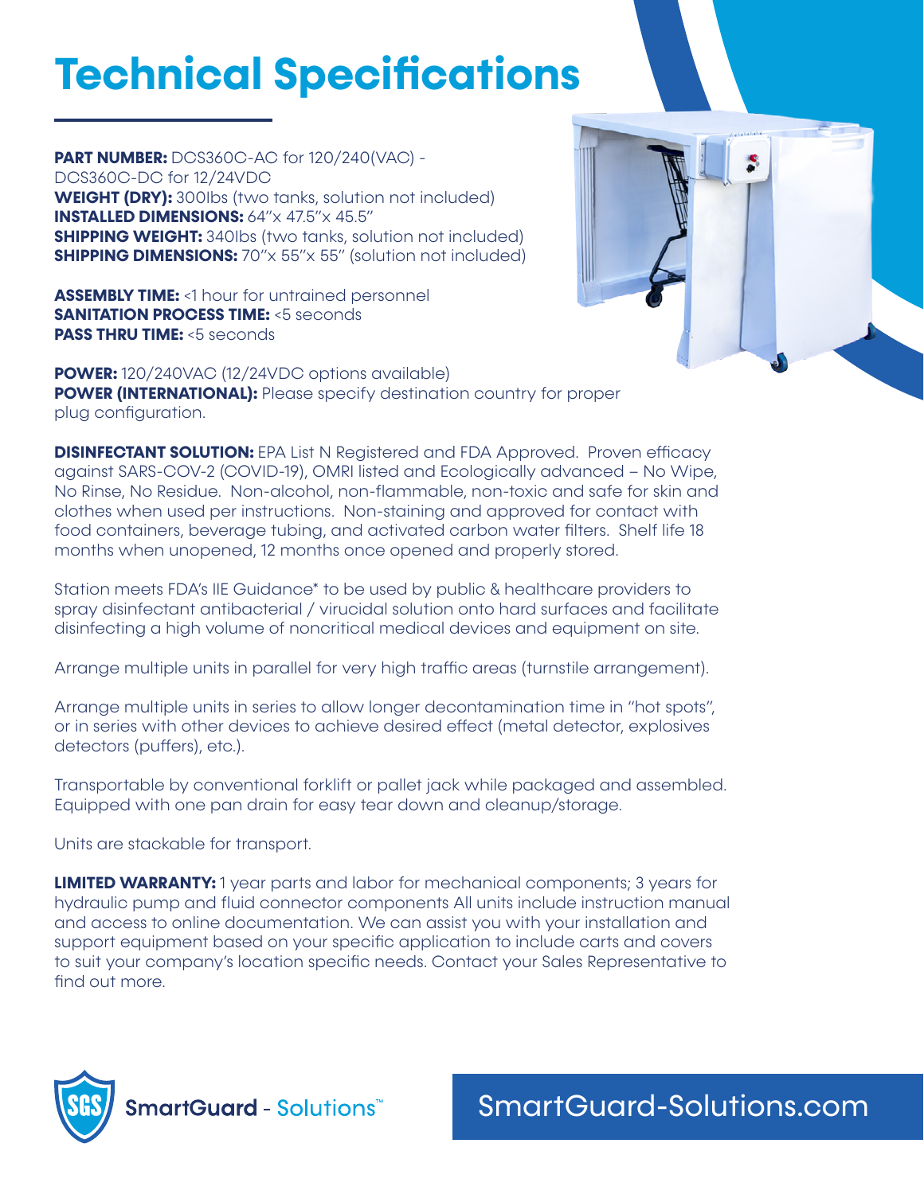# Technical Specifications

**PART NUMBER:** DCS360C-AC for 120/240(VAC) - DCS360C-DC for 12/24VDC
**WEIGHT (DRY):** 300lbs (two tanks, solution not included)
**INSTALLED DIMENSIONS:** 64"x 47.5"x 45.5"
**SHIPPING WEIGHT:** 340lbs (two tanks, solution not included)
**SHIPPING DIMENSIONS:** 70"x 55"x 55" (solution not included)

**ASSEMBLY TIME:** <1 hour for untrained personnel
**SANITATION PROCESS TIME:** <5 seconds
**PASS THRU TIME:** <5 seconds

**POWER:** 120/240VAC (12/24VDC options available)
**POWER (INTERNATIONAL):** Please specify destination country for proper plug configuration.

**DISINFECTANT SOLUTION:** EPA List N Registered and FDA Approved. Proven efficacy against SARS-COV-2 (COVID-19), OMRI listed and Ecologically advanced – No Wipe, No Rinse, No Residue. Non-alcohol, non-flammable, non-toxic and safe for skin and clothes when used per instructions. Non-staining and approved for contact with food containers, beverage tubing, and activated carbon water filters. Shelf life 18 months when unopened, 12 months once opened and properly stored.

Station meets FDA's IIE Guidance* to be used by public & healthcare providers to spray disinfectant antibacterial / virucidal solution onto hard surfaces and facilitate disinfecting a high volume of noncritical medical devices and equipment on site.

Arrange multiple units in parallel for very high traffic areas (turnstile arrangement).

Arrange multiple units in series to allow longer decontamination time in "hot spots", or in series with other devices to achieve desired effect (metal detector, explosives detectors (puffers), etc.).

Transportable by conventional forklift or pallet jack while packaged and assembled. Equipped with one pan drain for easy tear down and cleanup/storage.

Units are stackable for transport.

**LIMITED WARRANTY:** 1 year parts and labor for mechanical components; 3 years for hydraulic pump and fluid connector components All units include instruction manual and access to online documentation. We can assist you with your installation and support equipment based on your specific application to include carts and covers to suit your company's location specific needs. Contact your Sales Representative to find out more.

SmartGuard - Solutions™

SmartGuard-Solutions.com